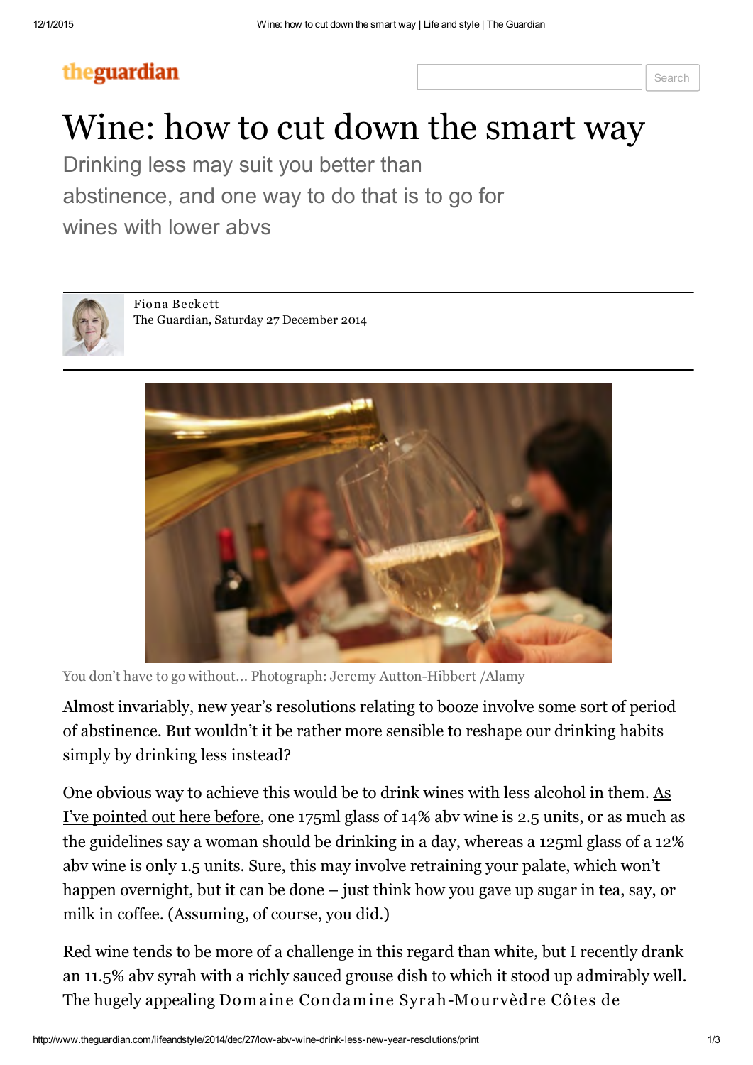# Wine: how to cut down the smart way

Drinking less may suit you better than abstinence, and one way to do that is to go for wines with lower abvs

Fiona Beckett
The Guardian, Saturday 27 December 2014

You don't have to go without… Photograph: Jeremy Autton-Hibbert /Alamy

Almost invariably, new year's resolutions relating to booze involve some sort of period of abstinence. But wouldn't it be rather more sensible to reshape our drinking habits simply by drinking less instead?

One obvious way to achieve this would be to drink wines with less alcohol in them. As I've pointed out here before, one 175ml glass of 14% abv wine is 2.5 units, or as much as the guidelines say a woman should be drinking in a day, whereas a 125ml glass of a 12% abv wine is only 1.5 units. Sure, this may involve retraining your palate, which won't happen overnight, but it can be done – just think how you gave up sugar in tea, say, or milk in coffee. (Assuming, of course, you did.)

Red wine tends to be more of a challenge in this regard than white, but I recently drank an 11.5% abv syrah with a richly sauced grouse dish to which it stood up admirably well. The hugely appealing **Domaine Condamine Syrah-Mourvèdre Côtes de**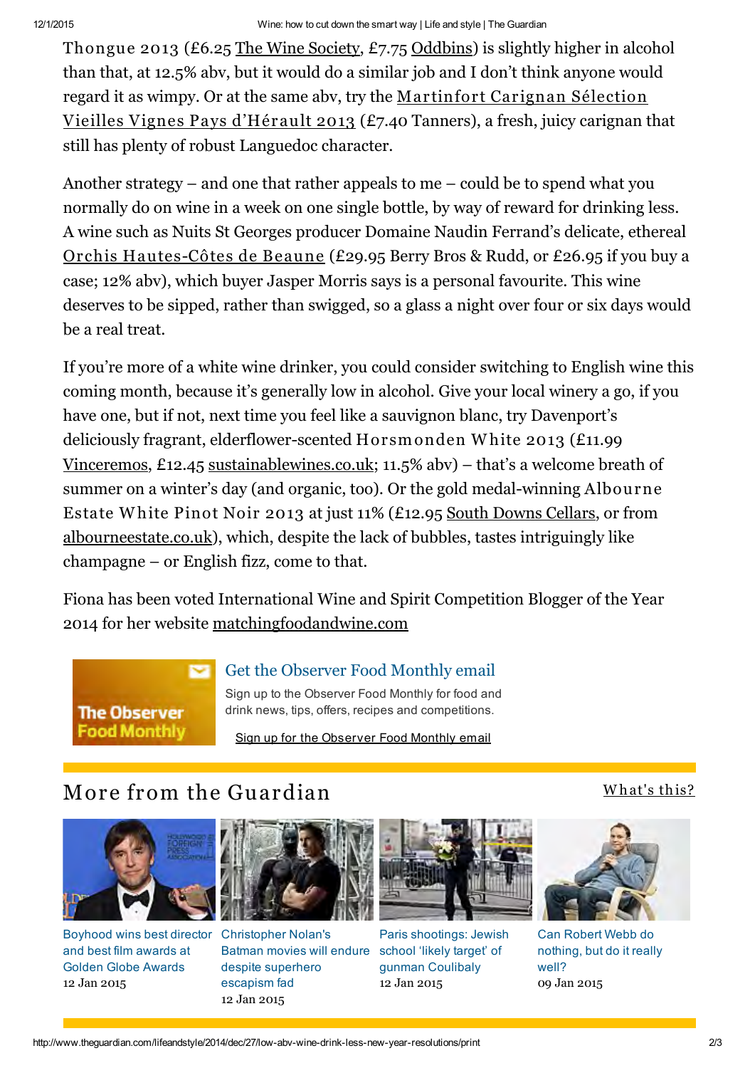Thongue 2013 (£6.25 The Wine Society, £7.75 Oddbins) is slightly higher in alcohol than that, at 12.5% abv, but it would do a similar job and I don't think anyone would regard it as wimpy. Or at the same abv, try the Martinfort Carignan Sélection Vieilles Vignes Pays d'Hérault 2013 (£7.40 Tanners), a fresh, juicy carignan that still has plenty of robust Languedoc character.

Another strategy – and one that rather appeals to me – could be to spend what you normally do on wine in a week on one single bottle, by way of reward for drinking less. A wine such as Nuits St Georges producer Domaine Naudin Ferrand's delicate, ethereal Orchis Hautes-Côtes de Beaune (£29.95 Berry Bros & Rudd, or £26.95 if you buy a case; 12% abv), which buyer Jasper Morris says is a personal favourite. This wine deserves to be sipped, rather than swigged, so a glass a night over four or six days would be a real treat.

If you're more of a white wine drinker, you could consider switching to English wine this coming month, because it's generally low in alcohol. Give your local winery a go, if you have one, but if not, next time you feel like a sauvignon blanc, try Davenport's deliciously fragrant, elderflower-scented Horsmonden White 2013 (£11.99 Vinceremos, £12.45 sustainablewines.co.uk; 11.5% abv) – that's a welcome breath of summer on a winter's day (and organic, too). Or the gold medal-winning Albourne Estate White Pinot Noir 2013 at just 11% (£12.95 South Downs Cellars, or from albourneestate.co.uk), which, despite the lack of bubbles, tastes intriguingly like champagne – or English fizz, come to that.

Fiona has been voted International Wine and Spirit Competition Blogger of the Year 2014 for her website matchingfoodandwine.com

The Observer Food Monthly

### Get the Observer Food Monthly email

Sign up to the Observer Food Monthly for food and drink news, tips, offers, recipes and competitions.

Sign up for the Observer Food Monthly email

## More from the Guardian

What's this?

Boyhood wins best director and best film awards at Golden Globe Awards
12 Jan 2015

Christopher Nolan's Batman movies will endure despite superhero escapism fad
12 Jan 2015

Paris shootings: Jewish school 'likely target' of gunman Coulibaly
12 Jan 2015

Can Robert Webb do nothing, but do it really well?
09 Jan 2015